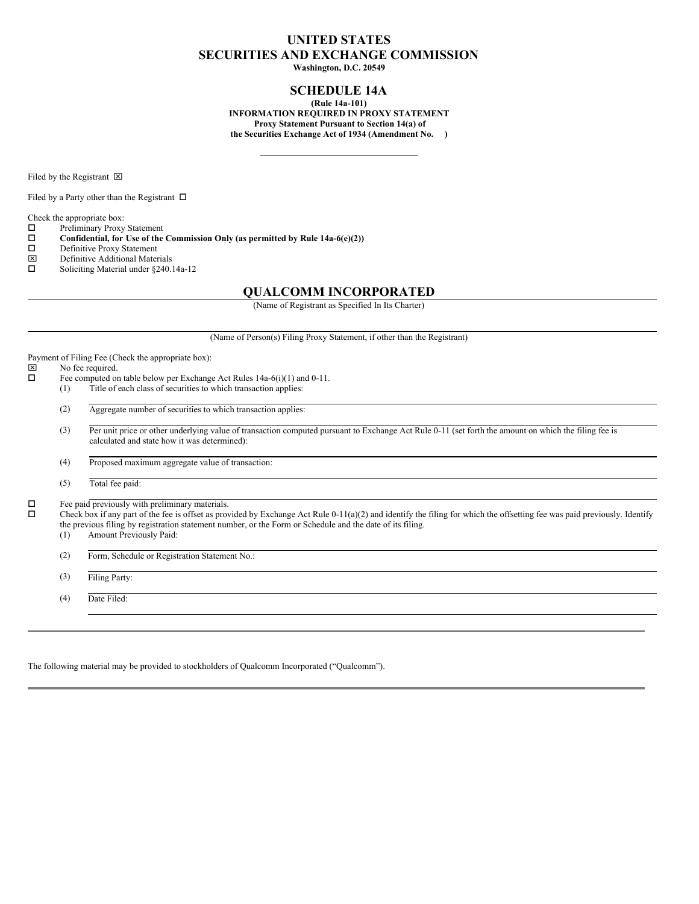# UNITED STATES
# SECURITIES AND EXCHANGE COMMISSION

**Washington, D.C. 20549**

## SCHEDULE 14A

**(Rule 14a-101)**
**INFORMATION REQUIRED IN PROXY STATEMENT**
**Proxy Statement Pursuant to Section 14(a) of**
**the Securities Exchange Act of 1934 (Amendment No. )**

---

Filed by the Registrant ☒

Filed by a Party other than the Registrant ☐

Check the appropriate box:

☐ Preliminary Proxy Statement
☐ **Confidential, for Use of the Commission Only (as permitted by Rule 14a-6(e)(2))**
☐ Definitive Proxy Statement
☒ Definitive Additional Materials
☐ Soliciting Material under §240.14a-12

## QUALCOMM INCORPORATED

(Name of Registrant as Specified In Its Charter)

---

(Name of Person(s) Filing Proxy Statement, if other than the Registrant)

Payment of Filing Fee (Check the appropriate box):

☒ No fee required.
☐ Fee computed on table below per Exchange Act Rules 14a-6(i)(1) and 0-11.

(1) Title of each class of securities to which transaction applies:

(2) Aggregate number of securities to which transaction applies:

(3) Per unit price or other underlying value of transaction computed pursuant to Exchange Act Rule 0-11 (set forth the amount on which the filing fee is calculated and state how it was determined):

(4) Proposed maximum aggregate value of transaction:

(5) Total fee paid:

☐ Fee paid previously with preliminary materials.
☐ Check box if any part of the fee is offset as provided by Exchange Act Rule 0-11(a)(2) and identify the filing for which the offsetting fee was paid previously. Identify the previous filing by registration statement number, or the Form or Schedule and the date of its filing.

(1) Amount Previously Paid:

(2) Form, Schedule or Registration Statement No.:

(3) Filing Party:

(4) Date Filed:

---

The following material may be provided to stockholders of Qualcomm Incorporated ("Qualcomm").

---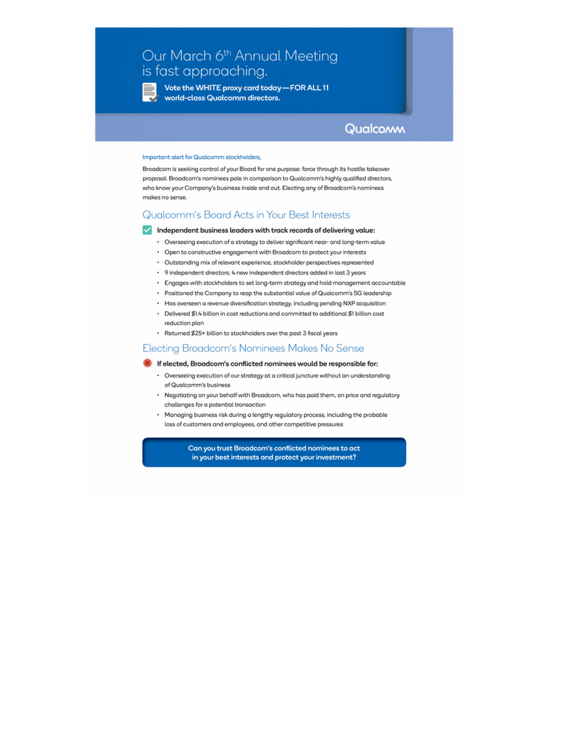# Our March 6th Annual Meeting is fast approaching.

**Vote the WHITE proxy card today—FOR ALL 11 world-class Qualcomm directors.**

Qualcomm

Important alert for Qualcomm stockholders,

Broadcom is seeking control of your Board for one purpose: force through its hostile takeover proposal. Broadcom's nominees pale in comparison to Qualcomm's highly qualified directors, who know your Company's business inside and out. Electing any of Broadcom's nominees makes no sense.

## Qualcomm's Board Acts in Your Best Interests

**Independent business leaders with track records of delivering value:**

- Overseeing execution of a strategy to deliver significant near- and long-term value
- Open to constructive engagement with Broadcom to protect your interests
- Outstanding mix of relevant experience, stockholder perspectives represented
- 9 independent directors; 4 new independent directors added in last 3 years
- Engages with stockholders to set long-term strategy and hold management accountable
- Positioned the Company to reap the substantial value of Qualcomm's 5G leadership
- Has overseen a revenue diversification strategy, including pending NXP acquisition
- Delivered $1.4 billion in cost reductions and committed to additional $1 billion cost reduction plan
- Returned $25+ billion to stockholders over the past 3 fiscal years

## Electing Broadcom's Nominees Makes No Sense

**If elected, Broadcom's conflicted nominees would be responsible for:**

- Overseeing execution of our strategy at a critical juncture without an understanding of Qualcomm's business
- Negotiating on your behalf with Broadcom, who has paid them, on price and regulatory challenges for a potential transaction
- Managing business risk during a lengthy regulatory process, including the probable loss of customers and employees, and other competitive pressures

**Can you trust Broadcom's conflicted nominees to act in your best interests and protect your investment?**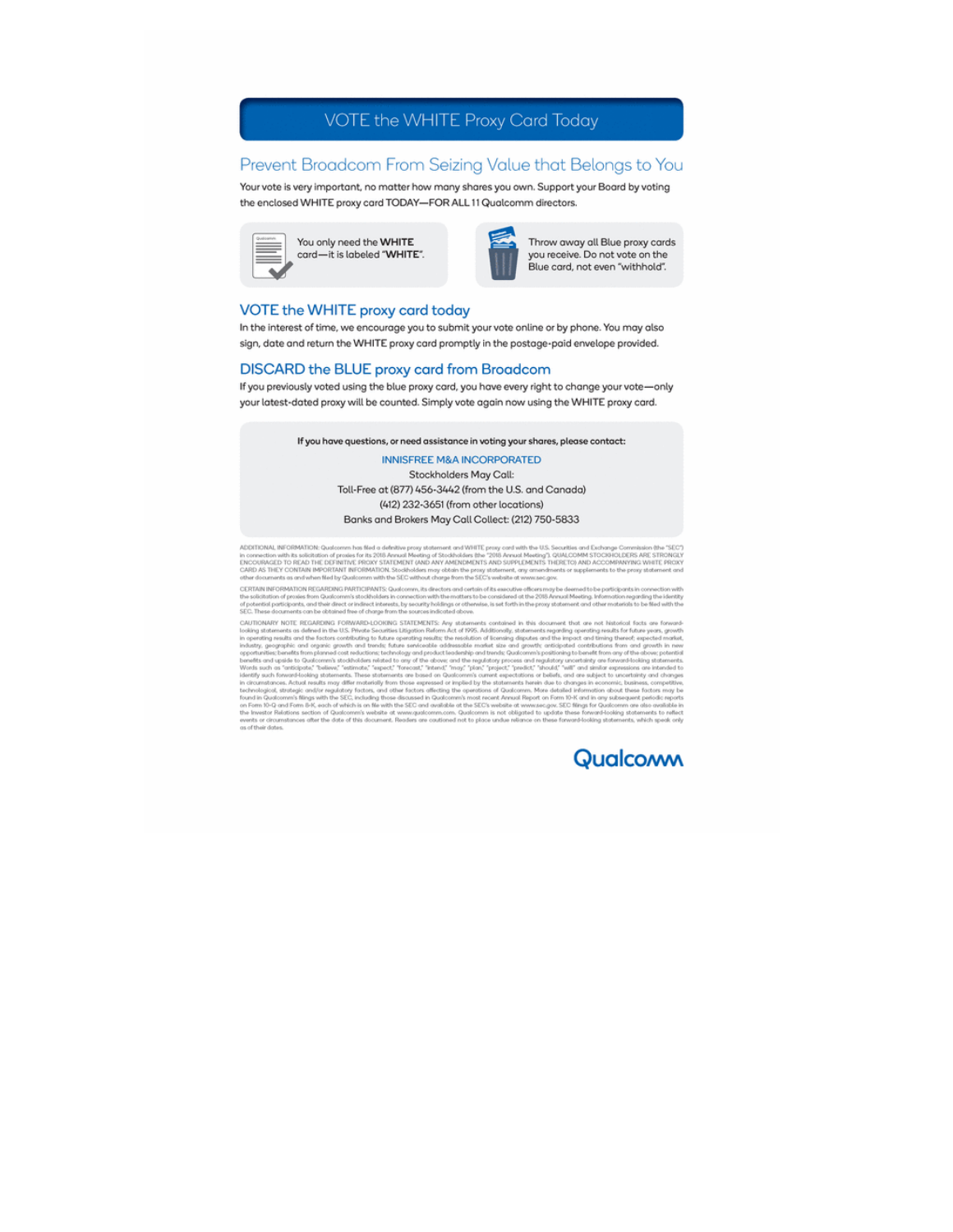# VOTE the WHITE Proxy Card Today

## Prevent Broadcom From Seizing Value that Belongs to You

Your vote is very important, no matter how many shares you own. Support your Board by voting the enclosed WHITE proxy card TODAY—FOR ALL 11 Qualcomm directors.

You only need the **WHITE** card—it is labeled "**WHITE**".

Throw away all Blue proxy cards you receive. Do not vote on the Blue card, not even "withhold".

### VOTE the WHITE proxy card today

In the interest of time, we encourage you to submit your vote online or by phone. You may also sign, date and return the WHITE proxy card promptly in the postage-paid envelope provided.

### DISCARD the BLUE proxy card from Broadcom

If you previously voted using the blue proxy card, you have every right to change your vote—only your latest-dated proxy will be counted. Simply vote again now using the WHITE proxy card.

**If you have questions, or need assistance in voting your shares, please contact:**

INNISFREE M&A INCORPORATED
Stockholders May Call:
Toll-Free at (877) 456-3442 (from the U.S. and Canada)
(412) 232-3651 (from other locations)
Banks and Brokers May Call Collect: (212) 750-5833

ADDITIONAL INFORMATION: Qualcomm has filed a definitive proxy statement and WHITE proxy card with the U.S. Securities and Exchange Commission (the "SEC") in connection with its solicitation of proxies for its 2018 Annual Meeting of Stockholders (the "2018 Annual Meeting"). QUALCOMM STOCKHOLDERS ARE STRONGLY ENCOURAGED TO READ THE DEFINITIVE PROXY STATEMENT (AND ANY AMENDMENTS AND SUPPLEMENTS THERETO) AND ACCOMPANYING WHITE PROXY CARD AS THEY CONTAIN IMPORTANT INFORMATION. Stockholders may obtain the proxy statement, any amendments or supplements to the proxy statement and other documents as and when filed by Qualcomm with the SEC without charge from the SEC's website at www.sec.gov.

CERTAIN INFORMATION REGARDING PARTICIPANTS: Qualcomm, its directors and certain of its executive officers may be deemed to be participants in connection with the solicitation of proxies from Qualcomm's stockholders in connection with the matters to be considered at the 2018 Annual Meeting. Information regarding the identity of potential participants, and their direct or indirect interests, by security holdings or otherwise, is set forth in the proxy statement and other materials to be filed with the SEC. These documents can be obtained free of charge from the sources indicated above.

CAUTIONARY NOTE REGARDING FORWARD-LOOKING STATEMENTS: Any statements contained in this document that are not historical facts are forward-looking statements as defined in the U.S. Private Securities Litigation Reform Act of 1995. Additionally, statements regarding operating results for future years, growth in operating results and the factors contributing to future operating results; the resolution of licensing disputes and the impact and timing thereof; expected market, industry, geographic and organic growth and trends; future serviceable addressable market size and growth; anticipated contributions from and growth in new opportunities; benefits from planned cost reductions; technology and product leadership and trends; Qualcomm's positioning to benefit from any of the above; potential benefits and upside to Qualcomm's stockholders related to any of the above; and the regulatory process and regulatory uncertainty are forward-looking statements. Words such as "anticipate," "believe," "estimate," "expect," "forecast," "intend," "may," "plan," "project," "predict," "should," "will" and similar expressions are intended to identify such forward-looking statements. These statements are based on Qualcomm's current expectations or beliefs, and are subject to uncertainty and changes in circumstances. Actual results may differ materially from those expressed or implied by the statements herein due to changes in economic, business, competitive, technological, strategic and/or regulatory factors, and other factors affecting the operations of Qualcomm. More detailed information about these factors may be found in Qualcomm's filings with the SEC, including those discussed in Qualcomm's most recent Annual Report on Form 10-K and in any subsequent periodic reports on Form 10-Q and Form 8-K, each of which is on file with the SEC and available at the SEC's website at www.sec.gov. SEC filings for Qualcomm are also available in the Investor Relations section of Qualcomm's website at www.qualcomm.com. Qualcomm is not obligated to update these forward-looking statements to reflect events or circumstances after the date of this document. Readers are cautioned not to place undue reliance on these forward-looking statements, which speak only as of their dates.

Qualcomm